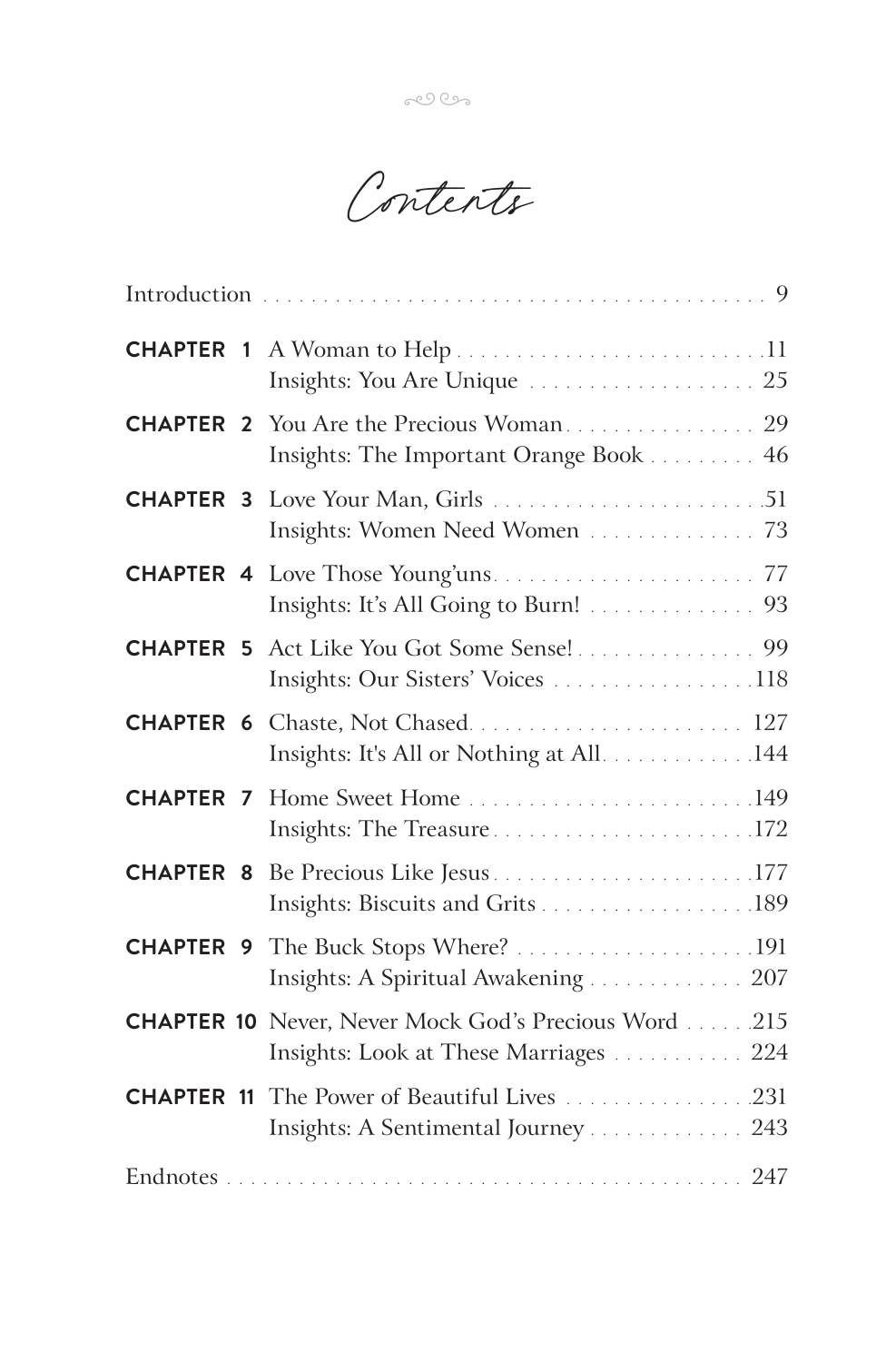# Contents

| | | |
|---|---|---|
| Introduction | | 9 |
| **CHAPTER 1** | A Woman to Help | 11 |
| | Insights: You Are Unique | 25 |
| **CHAPTER 2** | You Are the Precious Woman | 29 |
| | Insights: The Important Orange Book | 46 |
| **CHAPTER 3** | Love Your Man, Girls | 51 |
| | Insights: Women Need Women | 73 |
| **CHAPTER 4** | Love Those Young'uns | 77 |
| | Insights: It's All Going to Burn! | 93 |
| **CHAPTER 5** | Act Like You Got Some Sense! | 99 |
| | Insights: Our Sisters' Voices | 118 |
| **CHAPTER 6** | Chaste, Not Chased | 127 |
| | Insights: It's All or Nothing at All | 144 |
| **CHAPTER 7** | Home Sweet Home | 149 |
| | Insights: The Treasure | 172 |
| **CHAPTER 8** | Be Precious Like Jesus | 177 |
| | Insights: Biscuits and Grits | 189 |
| **CHAPTER 9** | The Buck Stops Where? | 191 |
| | Insights: A Spiritual Awakening | 207 |
| **CHAPTER 10** | Never, Never Mock God's Precious Word | 215 |
| | Insights: Look at These Marriages | 224 |
| **CHAPTER 11** | The Power of Beautiful Lives | 231 |
| | Insights: A Sentimental Journey | 243 |
| Endnotes | | 247 |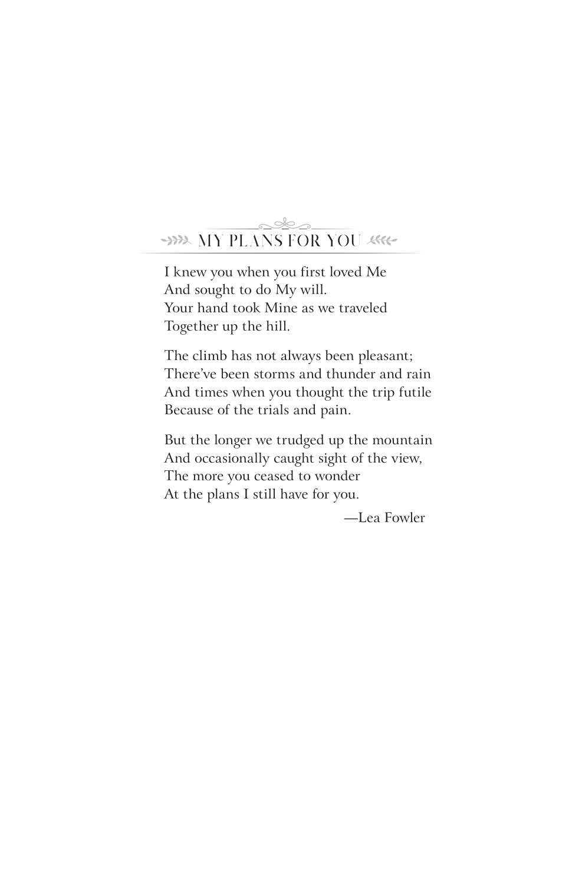## MY PLANS FOR YOU

I knew you when you first loved Me  
And sought to do My will.  
Your hand took Mine as we traveled  
Together up the hill.

The climb has not always been pleasant;  
There've been storms and thunder and rain  
And times when you thought the trip futile  
Because of the trials and pain.

But the longer we trudged up the mountain  
And occasionally caught sight of the view,  
The more you ceased to wonder  
At the plans I still have for you.

—Lea Fowler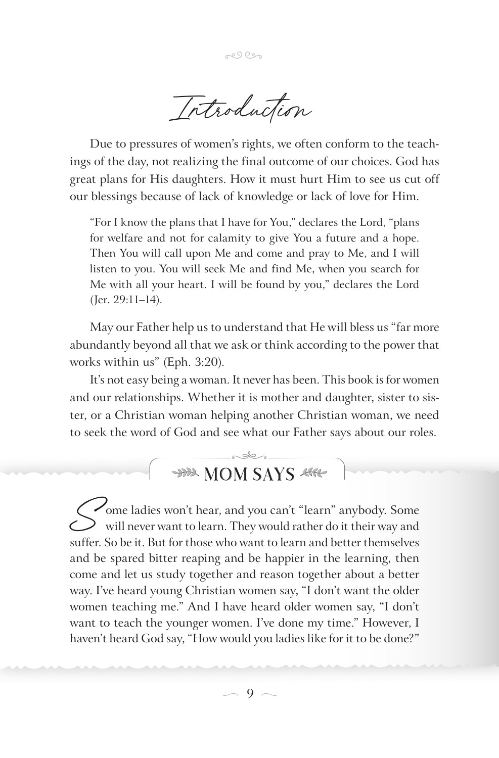# Introduction

Due to pressures of women's rights, we often conform to the teachings of the day, not realizing the final outcome of our choices. God has great plans for His daughters. How it must hurt Him to see us cut off our blessings because of lack of knowledge or lack of love for Him.

> "For I know the plans that I have for You," declares the Lord, "plans for welfare and not for calamity to give You a future and a hope. Then You will call upon Me and come and pray to Me, and I will listen to you. You will seek Me and find Me, when you search for Me with all your heart. I will be found by you," declares the Lord (Jer. 29:11–14).

May our Father help us to understand that He will bless us "far more abundantly beyond all that we ask or think according to the power that works within us" (Eph. 3:20).

It's not easy being a woman. It never has been. This book is for women and our relationships. Whether it is mother and daughter, sister to sister, or a Christian woman helping another Christian woman, we need to seek the word of God and see what our Father says about our roles.

## MOM SAYS

Some ladies won't hear, and you can't "learn" anybody. Some will never want to learn. They would rather do it their way and suffer. So be it. But for those who want to learn and better themselves and be spared bitter reaping and be happier in the learning, then come and let us study together and reason together about a better way. I've heard young Christian women say, "I don't want the older women teaching me." And I have heard older women say, "I don't want to teach the younger women. I've done my time." However, I haven't heard God say, "How would you ladies like for it to be done?"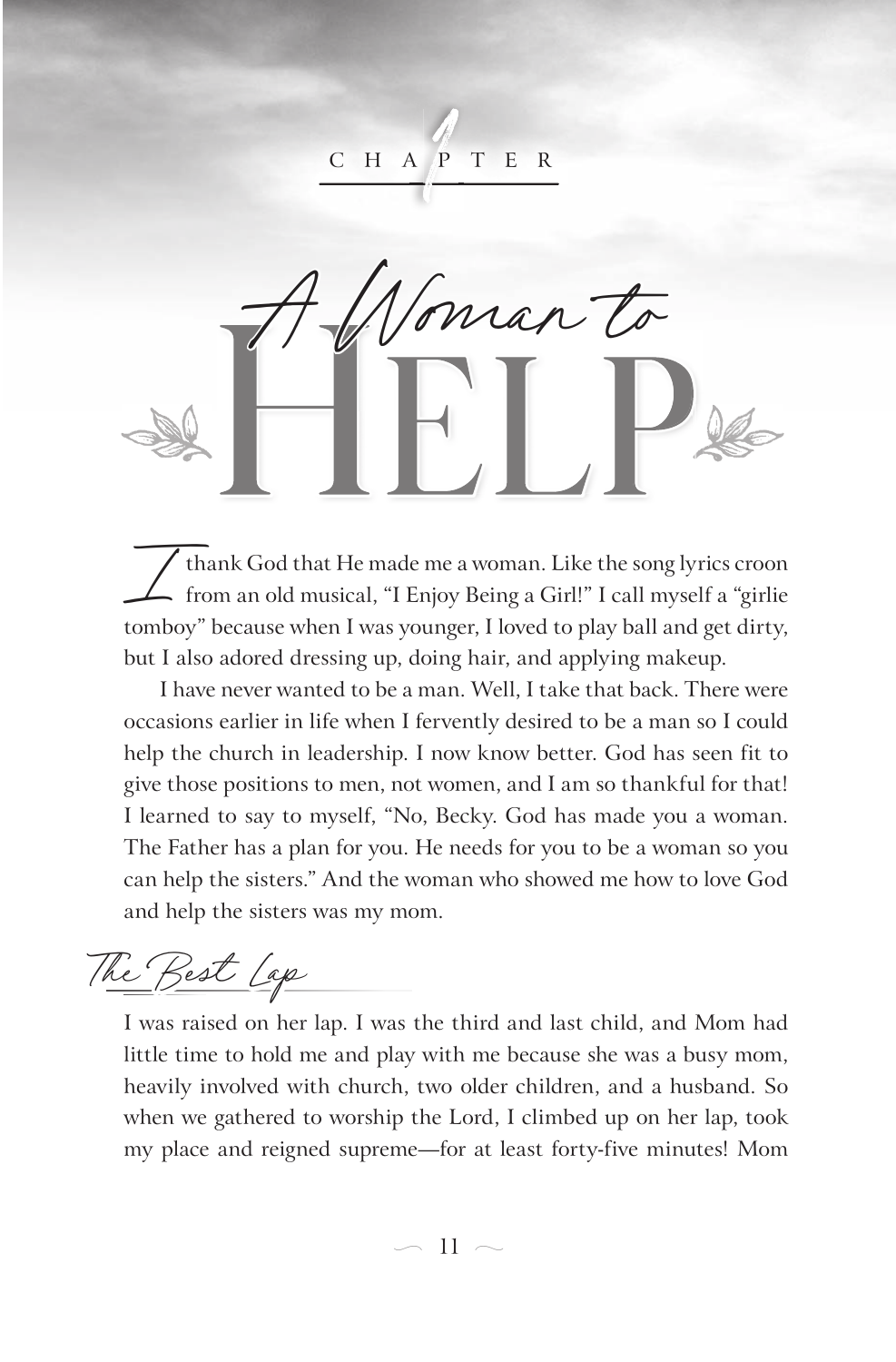CHAPTER 1

# A Woman to HELP

I thank God that He made me a woman. Like the song lyrics croon from an old musical, "I Enjoy Being a Girl!" I call myself a "girlie tomboy" because when I was younger, I loved to play ball and get dirty, but I also adored dressing up, doing hair, and applying makeup.

I have never wanted to be a man. Well, I take that back. There were occasions earlier in life when I fervently desired to be a man so I could help the church in leadership. I now know better. God has seen fit to give those positions to men, not women, and I am so thankful for that! I learned to say to myself, "No, Becky. God has made you a woman. The Father has a plan for you. He needs for you to be a woman so you can help the sisters." And the woman who showed me how to love God and help the sisters was my mom.

## The Best Lap

I was raised on her lap. I was the third and last child, and Mom had little time to hold me and play with me because she was a busy mom, heavily involved with church, two older children, and a husband. So when we gathered to worship the Lord, I climbed up on her lap, took my place and reigned supreme—for at least forty-five minutes! Mom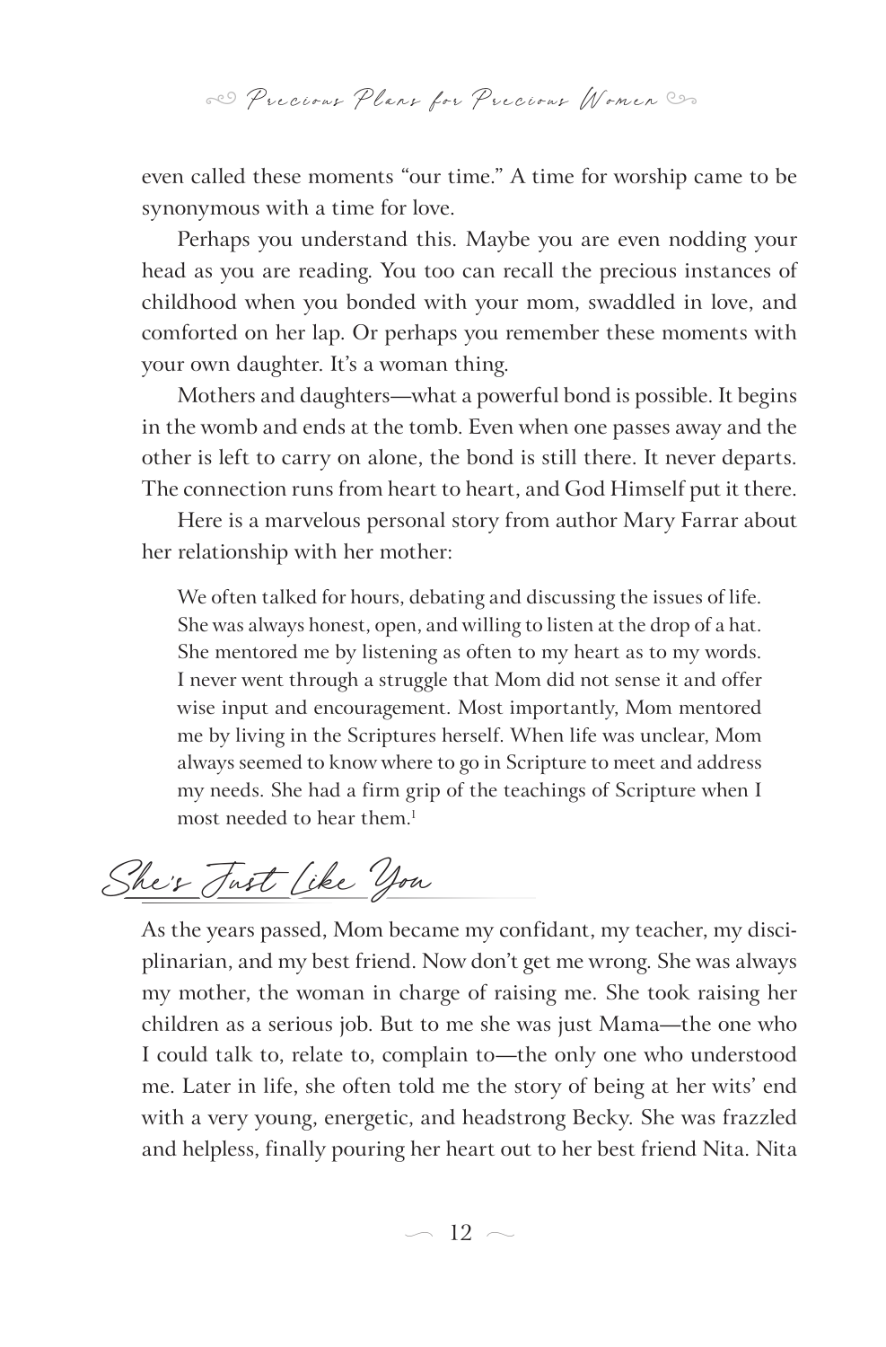even called these moments "our time." A time for worship came to be synonymous with a time for love.

Perhaps you understand this. Maybe you are even nodding your head as you are reading. You too can recall the precious instances of childhood when you bonded with your mom, swaddled in love, and comforted on her lap. Or perhaps you remember these moments with your own daughter. It's a woman thing.

Mothers and daughters—what a powerful bond is possible. It begins in the womb and ends at the tomb. Even when one passes away and the other is left to carry on alone, the bond is still there. It never departs. The connection runs from heart to heart, and God Himself put it there.

Here is a marvelous personal story from author Mary Farrar about her relationship with her mother:

> We often talked for hours, debating and discussing the issues of life. She was always honest, open, and willing to listen at the drop of a hat. She mentored me by listening as often to my heart as to my words. I never went through a struggle that Mom did not sense it and offer wise input and encouragement. Most importantly, Mom mentored me by living in the Scriptures herself. When life was unclear, Mom always seemed to know where to go in Scripture to meet and address my needs. She had a firm grip of the teachings of Scripture when I most needed to hear them.[1]

## She's Just Like You

As the years passed, Mom became my confidant, my teacher, my disciplinarian, and my best friend. Now don't get me wrong. She was always my mother, the woman in charge of raising me. She took raising her children as a serious job. But to me she was just Mama—the one who I could talk to, relate to, complain to—the only one who understood me. Later in life, she often told me the story of being at her wits' end with a very young, energetic, and headstrong Becky. She was frazzled and helpless, finally pouring her heart out to her best friend Nita. Nita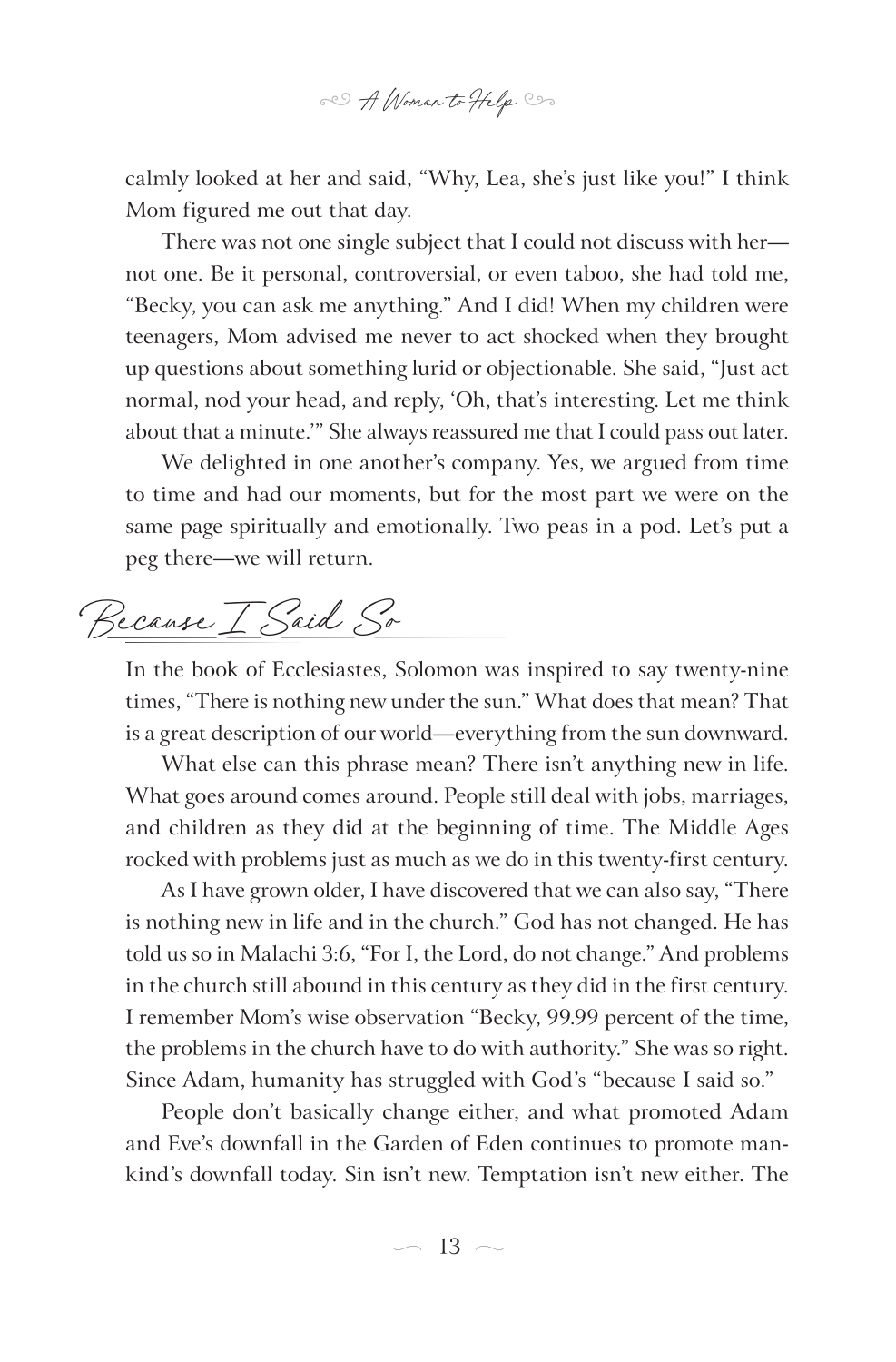calmly looked at her and said, "Why, Lea, she's just like you!" I think Mom figured me out that day.

There was not one single subject that I could not discuss with her—not one. Be it personal, controversial, or even taboo, she had told me, "Becky, you can ask me anything." And I did! When my children were teenagers, Mom advised me never to act shocked when they brought up questions about something lurid or objectionable. She said, "Just act normal, nod your head, and reply, 'Oh, that's interesting. Let me think about that a minute.'" She always reassured me that I could pass out later.

We delighted in one another's company. Yes, we argued from time to time and had our moments, but for the most part we were on the same page spiritually and emotionally. Two peas in a pod. Let's put a peg there—we will return.

## Because I Said So

In the book of Ecclesiastes, Solomon was inspired to say twenty-nine times, "There is nothing new under the sun." What does that mean? That is a great description of our world—everything from the sun downward.

What else can this phrase mean? There isn't anything new in life. What goes around comes around. People still deal with jobs, marriages, and children as they did at the beginning of time. The Middle Ages rocked with problems just as much as we do in this twenty-first century.

As I have grown older, I have discovered that we can also say, "There is nothing new in life and in the church." God has not changed. He has told us so in Malachi 3:6, "For I, the Lord, do not change." And problems in the church still abound in this century as they did in the first century. I remember Mom's wise observation "Becky, 99.99 percent of the time, the problems in the church have to do with authority." She was so right. Since Adam, humanity has struggled with God's "because I said so."

People don't basically change either, and what promoted Adam and Eve's downfall in the Garden of Eden continues to promote mankind's downfall today. Sin isn't new. Temptation isn't new either. The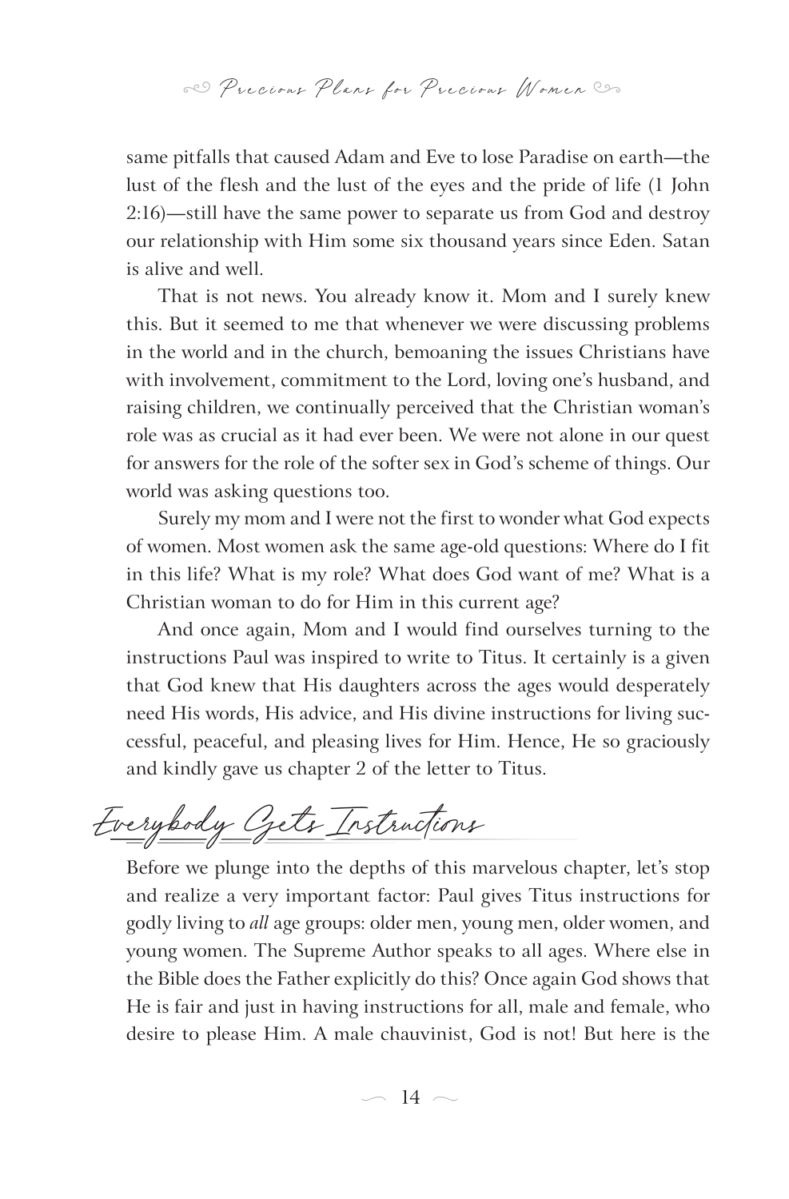same pitfalls that caused Adam and Eve to lose Paradise on earth—the lust of the flesh and the lust of the eyes and the pride of life (1 John 2:16)—still have the same power to separate us from God and destroy our relationship with Him some six thousand years since Eden. Satan is alive and well.

That is not news. You already know it. Mom and I surely knew this. But it seemed to me that whenever we were discussing problems in the world and in the church, bemoaning the issues Christians have with involvement, commitment to the Lord, loving one's husband, and raising children, we continually perceived that the Christian woman's role was as crucial as it had ever been. We were not alone in our quest for answers for the role of the softer sex in God's scheme of things. Our world was asking questions too.

Surely my mom and I were not the first to wonder what God expects of women. Most women ask the same age-old questions: Where do I fit in this life? What is my role? What does God want of me? What is a Christian woman to do for Him in this current age?

And once again, Mom and I would find ourselves turning to the instructions Paul was inspired to write to Titus. It certainly is a given that God knew that His daughters across the ages would desperately need His words, His advice, and His divine instructions for living successful, peaceful, and pleasing lives for Him. Hence, He so graciously and kindly gave us chapter 2 of the letter to Titus.

## Everybody Gets Instructions

Before we plunge into the depths of this marvelous chapter, let's stop and realize a very important factor: Paul gives Titus instructions for godly living to *all* age groups: older men, young men, older women, and young women. The Supreme Author speaks to all ages. Where else in the Bible does the Father explicitly do this? Once again God shows that He is fair and just in having instructions for all, male and female, who desire to please Him. A male chauvinist, God is not! But here is the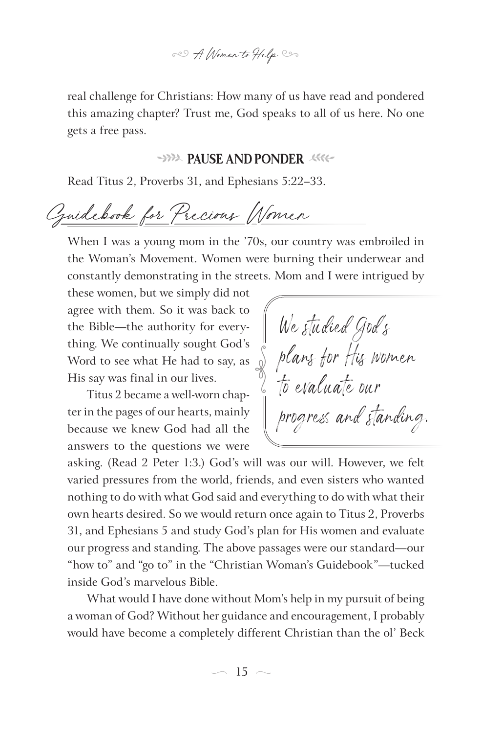real challenge for Christians: How many of us have read and pondered this amazing chapter? Trust me, God speaks to all of us here. No one gets a free pass.

### PAUSE AND PONDER

Read Titus 2, Proverbs 31, and Ephesians 5:22–33.

## Guidebook for Precious Women

When I was a young mom in the '70s, our country was embroiled in the Woman's Movement. Women were burning their underwear and constantly demonstrating in the streets. Mom and I were intrigued by these women, but we simply did not agree with them. So it was back to the Bible—the authority for everything. We continually sought God's Word to see what He had to say, as His say was final in our lives.

> *We studied God's plans for His women to evaluate our progress and standing.*

Titus 2 became a well-worn chapter in the pages of our hearts, mainly because we knew God had all the answers to the questions we were asking. (Read 2 Peter 1:3.) God's will was our will. However, we felt varied pressures from the world, friends, and even sisters who wanted nothing to do with what God said and everything to do with what their own hearts desired. So we would return once again to Titus 2, Proverbs 31, and Ephesians 5 and study God's plan for His women and evaluate our progress and standing. The above passages were our standard—our "how to" and "go to" in the "Christian Woman's Guidebook"—tucked inside God's marvelous Bible.

What would I have done without Mom's help in my pursuit of being a woman of God? Without her guidance and encouragement, I probably would have become a completely different Christian than the ol' Beck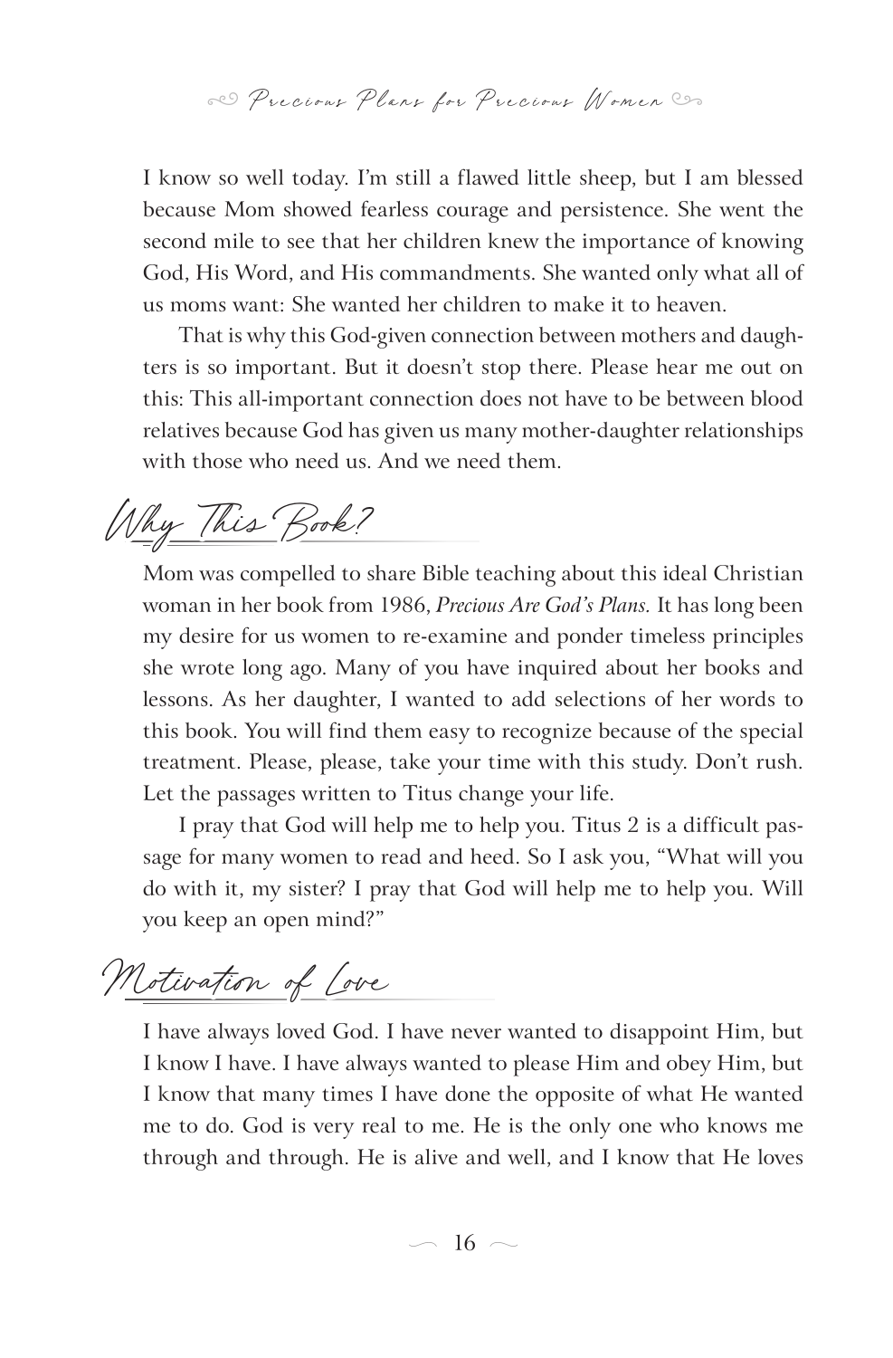I know so well today. I'm still a flawed little sheep, but I am blessed because Mom showed fearless courage and persistence. She went the second mile to see that her children knew the importance of knowing God, His Word, and His commandments. She wanted only what all of us moms want: She wanted her children to make it to heaven.

That is why this God-given connection between mothers and daughters is so important. But it doesn't stop there. Please hear me out on this: This all-important connection does not have to be between blood relatives because God has given us many mother-daughter relationships with those who need us. And we need them.

## Why This Book?

Mom was compelled to share Bible teaching about this ideal Christian woman in her book from 1986, *Precious Are God's Plans.* It has long been my desire for us women to re-examine and ponder timeless principles she wrote long ago. Many of you have inquired about her books and lessons. As her daughter, I wanted to add selections of her words to this book. You will find them easy to recognize because of the special treatment. Please, please, take your time with this study. Don't rush. Let the passages written to Titus change your life.

I pray that God will help me to help you. Titus 2 is a difficult passage for many women to read and heed. So I ask you, "What will you do with it, my sister? I pray that God will help me to help you. Will you keep an open mind?"

## Motivation of Love

I have always loved God. I have never wanted to disappoint Him, but I know I have. I have always wanted to please Him and obey Him, but I know that many times I have done the opposite of what He wanted me to do. God is very real to me. He is the only one who knows me through and through. He is alive and well, and I know that He loves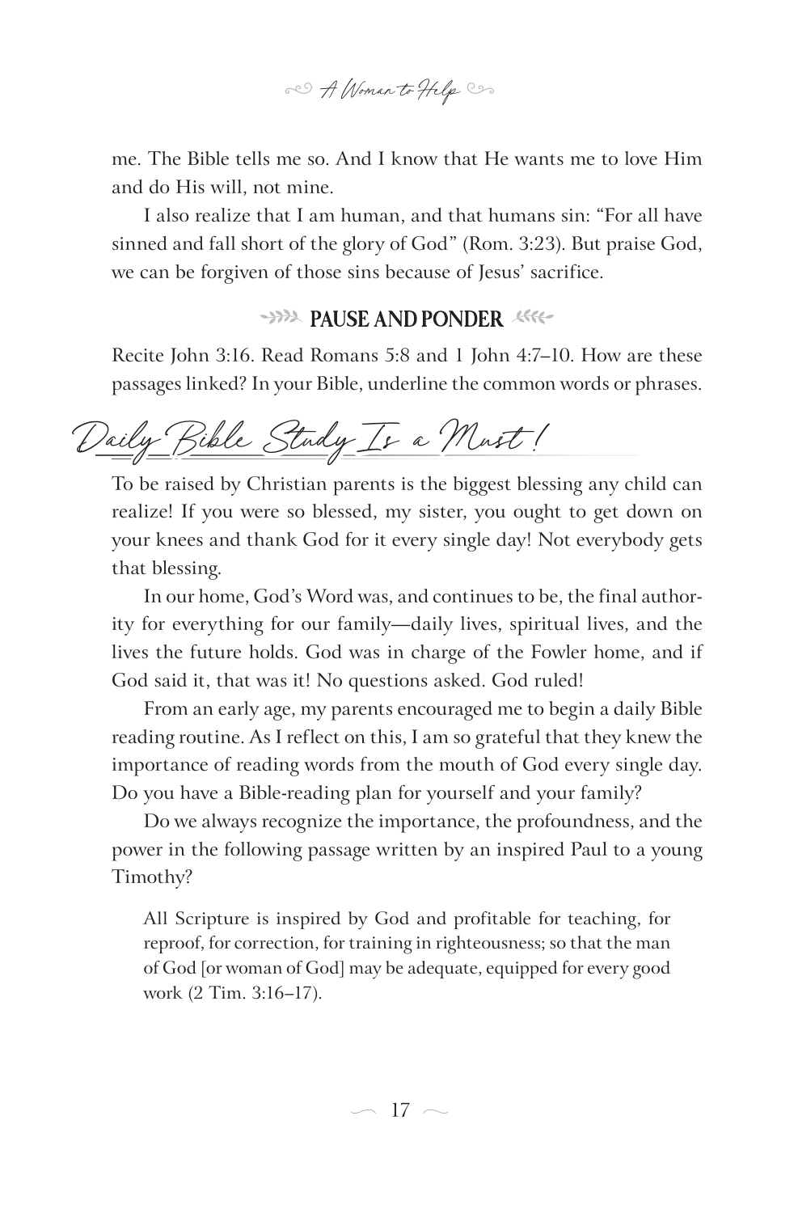me. The Bible tells me so. And I know that He wants me to love Him and do His will, not mine.

I also realize that I am human, and that humans sin: "For all have sinned and fall short of the glory of God" (Rom. 3:23). But praise God, we can be forgiven of those sins because of Jesus' sacrifice.

### PAUSE AND PONDER

Recite John 3:16. Read Romans 5:8 and 1 John 4:7–10. How are these passages linked? In your Bible, underline the common words or phrases.

## Daily Bible Study Is a Must!

To be raised by Christian parents is the biggest blessing any child can realize! If you were so blessed, my sister, you ought to get down on your knees and thank God for it every single day! Not everybody gets that blessing.

In our home, God's Word was, and continues to be, the final authority for everything for our family—daily lives, spiritual lives, and the lives the future holds. God was in charge of the Fowler home, and if God said it, that was it! No questions asked. God ruled!

From an early age, my parents encouraged me to begin a daily Bible reading routine. As I reflect on this, I am so grateful that they knew the importance of reading words from the mouth of God every single day. Do you have a Bible-reading plan for yourself and your family?

Do we always recognize the importance, the profoundness, and the power in the following passage written by an inspired Paul to a young Timothy?

> All Scripture is inspired by God and profitable for teaching, for reproof, for correction, for training in righteousness; so that the man of God [or woman of God] may be adequate, equipped for every good work (2 Tim. 3:16–17).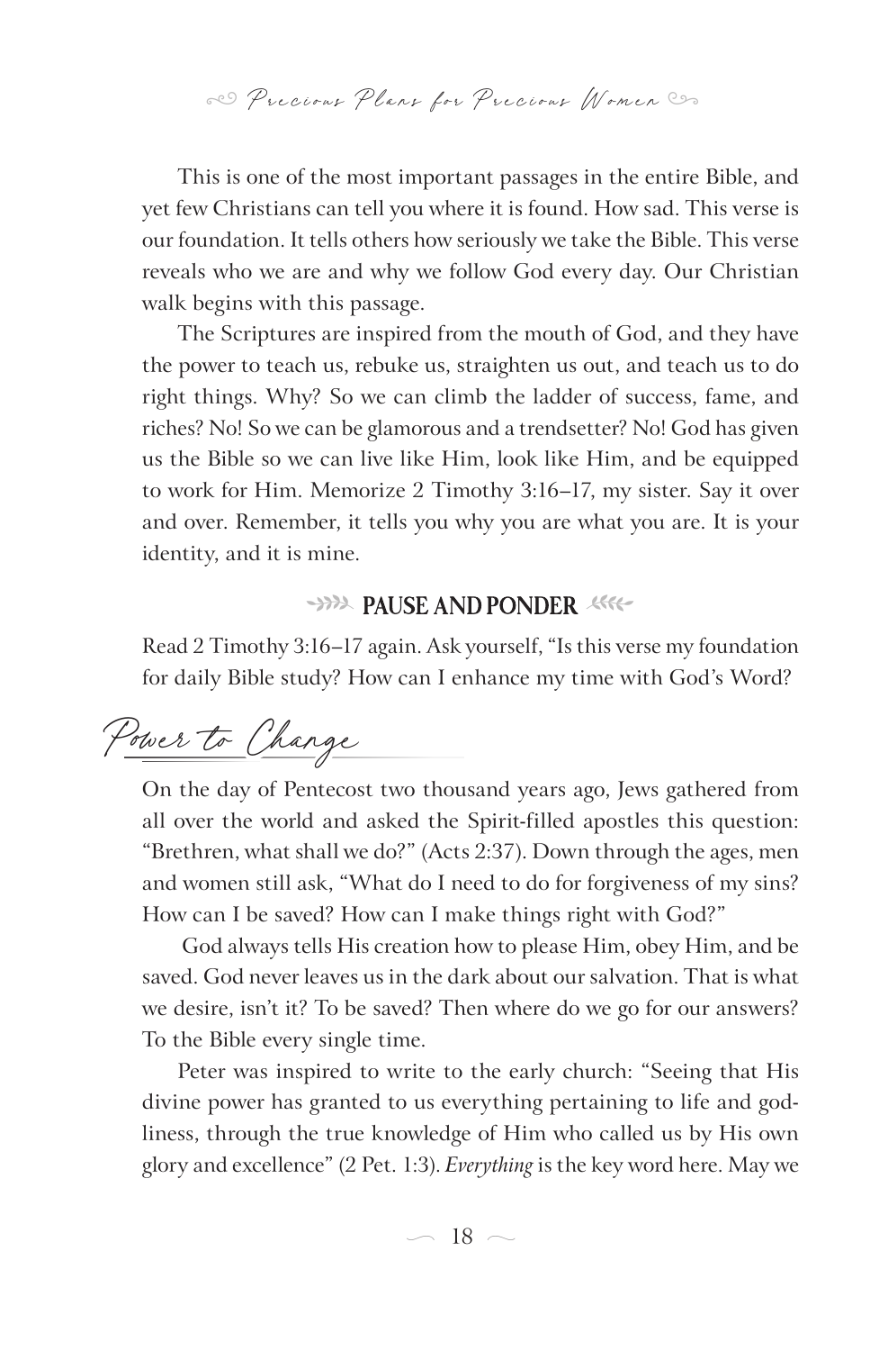This is one of the most important passages in the entire Bible, and yet few Christians can tell you where it is found. How sad. This verse is our foundation. It tells others how seriously we take the Bible. This verse reveals who we are and why we follow God every day. Our Christian walk begins with this passage.

The Scriptures are inspired from the mouth of God, and they have the power to teach us, rebuke us, straighten us out, and teach us to do right things. Why? So we can climb the ladder of success, fame, and riches? No! So we can be glamorous and a trendsetter? No! God has given us the Bible so we can live like Him, look like Him, and be equipped to work for Him. Memorize 2 Timothy 3:16–17, my sister. Say it over and over. Remember, it tells you why you are what you are. It is your identity, and it is mine.

### PAUSE AND PONDER

Read 2 Timothy 3:16–17 again. Ask yourself, "Is this verse my foundation for daily Bible study? How can I enhance my time with God's Word?

## Power to Change

On the day of Pentecost two thousand years ago, Jews gathered from all over the world and asked the Spirit-filled apostles this question: "Brethren, what shall we do?" (Acts 2:37). Down through the ages, men and women still ask, "What do I need to do for forgiveness of my sins? How can I be saved? How can I make things right with God?"

God always tells His creation how to please Him, obey Him, and be saved. God never leaves us in the dark about our salvation. That is what we desire, isn't it? To be saved? Then where do we go for our answers? To the Bible every single time.

Peter was inspired to write to the early church: "Seeing that His divine power has granted to us everything pertaining to life and godliness, through the true knowledge of Him who called us by His own glory and excellence" (2 Pet. 1:3). *Everything* is the key word here. May we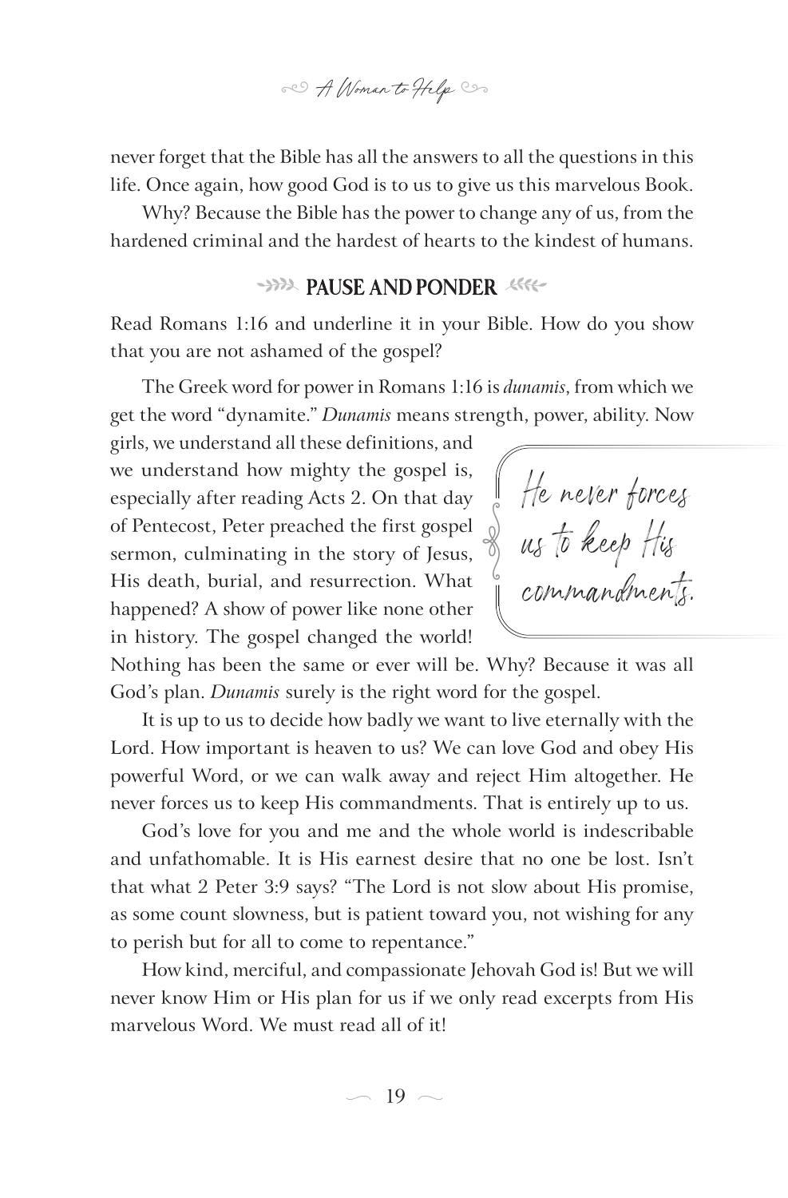never forget that the Bible has all the answers to all the questions in this life. Once again, how good God is to us to give us this marvelous Book.

Why? Because the Bible has the power to change any of us, from the hardened criminal and the hardest of hearts to the kindest of humans.

### PAUSE AND PONDER

Read Romans 1:16 and underline it in your Bible. How do you show that you are not ashamed of the gospel?

The Greek word for power in Romans 1:16 is *dunamis*, from which we get the word "dynamite." *Dunamis* means strength, power, ability. Now girls, we understand all these definitions, and we understand how mighty the gospel is, especially after reading Acts 2. On that day of Pentecost, Peter preached the first gospel sermon, culminating in the story of Jesus, His death, burial, and resurrection. What happened? A show of power like none other in history. The gospel changed the world! Nothing has been the same or ever will be. Why? Because it was all God's plan. *Dunamis* surely is the right word for the gospel.

> He never forces us to keep His commandments.

It is up to us to decide how badly we want to live eternally with the Lord. How important is heaven to us? We can love God and obey His powerful Word, or we can walk away and reject Him altogether. He never forces us to keep His commandments. That is entirely up to us.

God's love for you and me and the whole world is indescribable and unfathomable. It is His earnest desire that no one be lost. Isn't that what 2 Peter 3:9 says? "The Lord is not slow about His promise, as some count slowness, but is patient toward you, not wishing for any to perish but for all to come to repentance."

How kind, merciful, and compassionate Jehovah God is! But we will never know Him or His plan for us if we only read excerpts from His marvelous Word. We must read all of it!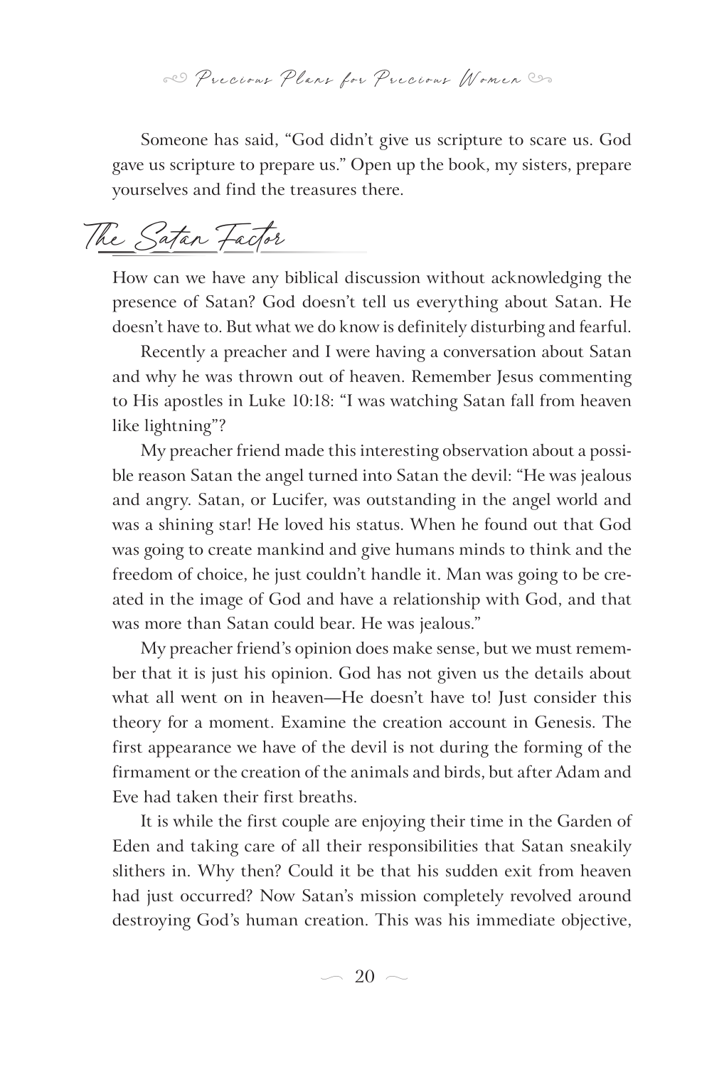Someone has said, "God didn't give us scripture to scare us. God gave us scripture to prepare us." Open up the book, my sisters, prepare yourselves and find the treasures there.

## The Satan Factor

How can we have any biblical discussion without acknowledging the presence of Satan? God doesn't tell us everything about Satan. He doesn't have to. But what we do know is definitely disturbing and fearful.

Recently a preacher and I were having a conversation about Satan and why he was thrown out of heaven. Remember Jesus commenting to His apostles in Luke 10:18: "I was watching Satan fall from heaven like lightning"?

My preacher friend made this interesting observation about a possible reason Satan the angel turned into Satan the devil: "He was jealous and angry. Satan, or Lucifer, was outstanding in the angel world and was a shining star! He loved his status. When he found out that God was going to create mankind and give humans minds to think and the freedom of choice, he just couldn't handle it. Man was going to be created in the image of God and have a relationship with God, and that was more than Satan could bear. He was jealous."

My preacher friend's opinion does make sense, but we must remember that it is just his opinion. God has not given us the details about what all went on in heaven—He doesn't have to! Just consider this theory for a moment. Examine the creation account in Genesis. The first appearance we have of the devil is not during the forming of the firmament or the creation of the animals and birds, but after Adam and Eve had taken their first breaths.

It is while the first couple are enjoying their time in the Garden of Eden and taking care of all their responsibilities that Satan sneakily slithers in. Why then? Could it be that his sudden exit from heaven had just occurred? Now Satan's mission completely revolved around destroying God's human creation. This was his immediate objective,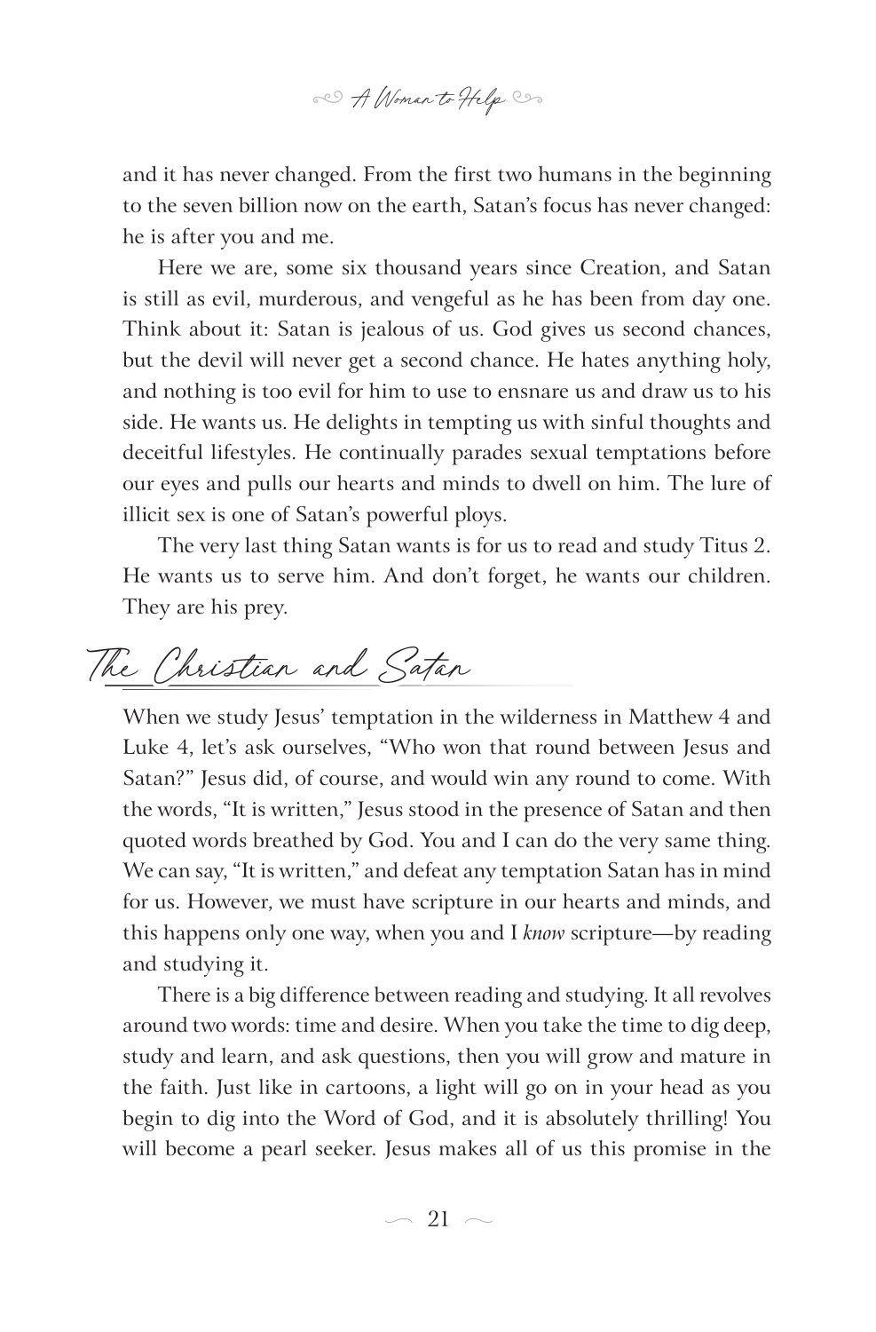and it has never changed. From the first two humans in the beginning to the seven billion now on the earth, Satan's focus has never changed: he is after you and me.

Here we are, some six thousand years since Creation, and Satan is still as evil, murderous, and vengeful as he has been from day one. Think about it: Satan is jealous of us. God gives us second chances, but the devil will never get a second chance. He hates anything holy, and nothing is too evil for him to use to ensnare us and draw us to his side. He wants us. He delights in tempting us with sinful thoughts and deceitful lifestyles. He continually parades sexual temptations before our eyes and pulls our hearts and minds to dwell on him. The lure of illicit sex is one of Satan's powerful ploys.

The very last thing Satan wants is for us to read and study Titus 2. He wants us to serve him. And don't forget, he wants our children. They are his prey.

## The Christian and Satan

When we study Jesus' temptation in the wilderness in Matthew 4 and Luke 4, let's ask ourselves, "Who won that round between Jesus and Satan?" Jesus did, of course, and would win any round to come. With the words, "It is written," Jesus stood in the presence of Satan and then quoted words breathed by God. You and I can do the very same thing. We can say, "It is written," and defeat any temptation Satan has in mind for us. However, we must have scripture in our hearts and minds, and this happens only one way, when you and I *know* scripture—by reading and studying it.

There is a big difference between reading and studying. It all revolves around two words: time and desire. When you take the time to dig deep, study and learn, and ask questions, then you will grow and mature in the faith. Just like in cartoons, a light will go on in your head as you begin to dig into the Word of God, and it is absolutely thrilling! You will become a pearl seeker. Jesus makes all of us this promise in the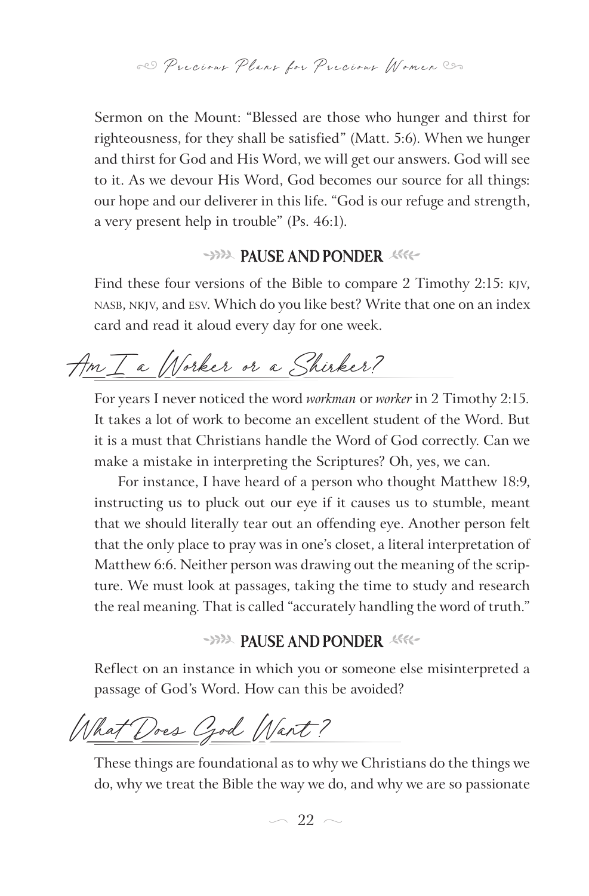Sermon on the Mount: "Blessed are those who hunger and thirst for righteousness, for they shall be satisfied" (Matt. 5:6). When we hunger and thirst for God and His Word, we will get our answers. God will see to it. As we devour His Word, God becomes our source for all things: our hope and our deliverer in this life. "God is our refuge and strength, a very present help in trouble" (Ps. 46:1).

### PAUSE AND PONDER

Find these four versions of the Bible to compare 2 Timothy 2:15: KJV, NASB, NKJV, and ESV. Which do you like best? Write that one on an index card and read it aloud every day for one week.

## Am I a Worker or a Shirker?

For years I never noticed the word *workman* or *worker* in 2 Timothy 2:15. It takes a lot of work to become an excellent student of the Word. But it is a must that Christians handle the Word of God correctly. Can we make a mistake in interpreting the Scriptures? Oh, yes, we can.

For instance, I have heard of a person who thought Matthew 18:9, instructing us to pluck out our eye if it causes us to stumble, meant that we should literally tear out an offending eye. Another person felt that the only place to pray was in one's closet, a literal interpretation of Matthew 6:6. Neither person was drawing out the meaning of the scripture. We must look at passages, taking the time to study and research the real meaning. That is called "accurately handling the word of truth."

### PAUSE AND PONDER

Reflect on an instance in which you or someone else misinterpreted a passage of God's Word. How can this be avoided?

## What Does God Want?

These things are foundational as to why we Christians do the things we do, why we treat the Bible the way we do, and why we are so passionate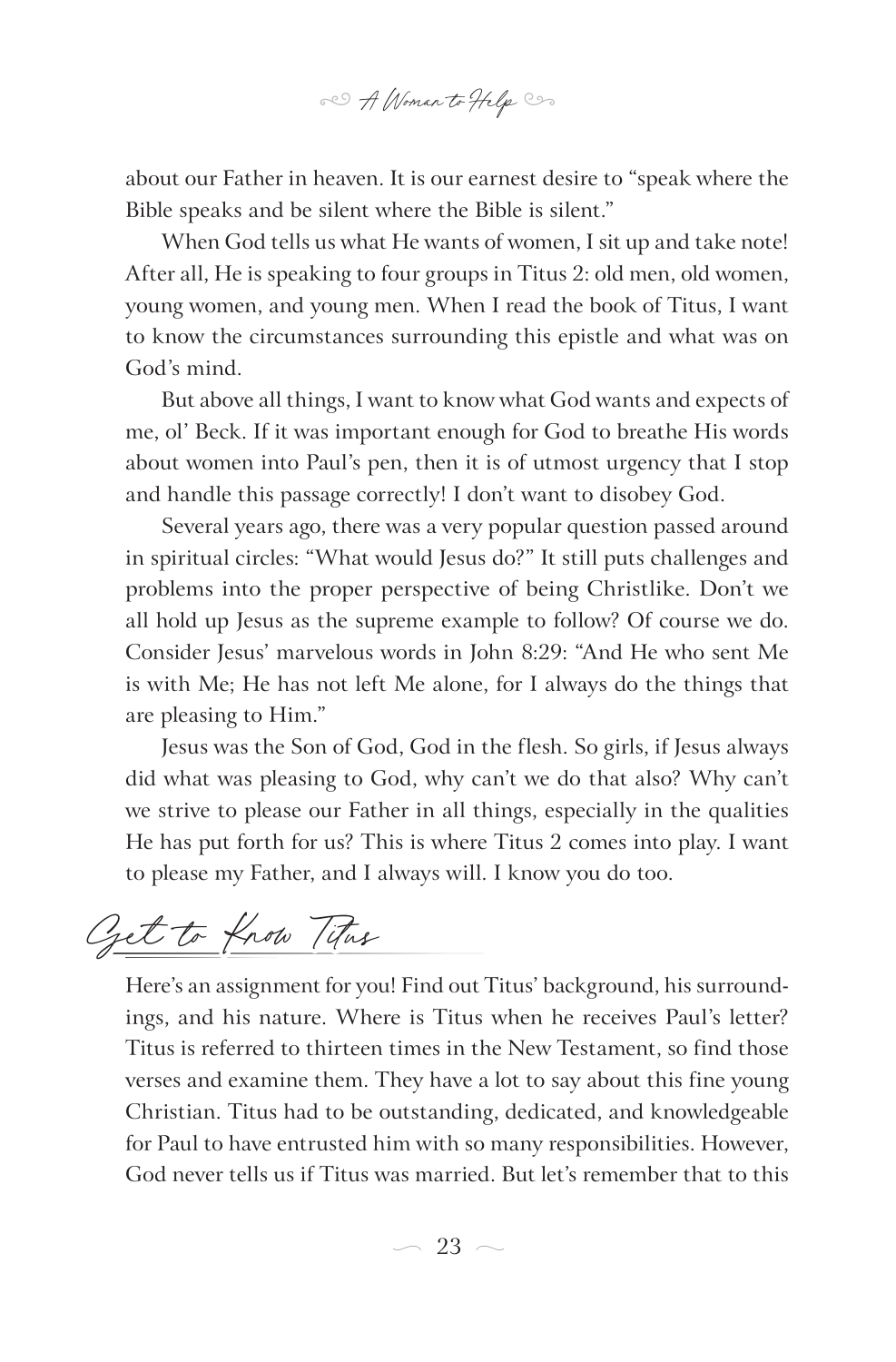about our Father in heaven. It is our earnest desire to "speak where the Bible speaks and be silent where the Bible is silent."

When God tells us what He wants of women, I sit up and take note! After all, He is speaking to four groups in Titus 2: old men, old women, young women, and young men. When I read the book of Titus, I want to know the circumstances surrounding this epistle and what was on God's mind.

But above all things, I want to know what God wants and expects of me, ol' Beck. If it was important enough for God to breathe His words about women into Paul's pen, then it is of utmost urgency that I stop and handle this passage correctly! I don't want to disobey God.

Several years ago, there was a very popular question passed around in spiritual circles: "What would Jesus do?" It still puts challenges and problems into the proper perspective of being Christlike. Don't we all hold up Jesus as the supreme example to follow? Of course we do. Consider Jesus' marvelous words in John 8:29: "And He who sent Me is with Me; He has not left Me alone, for I always do the things that are pleasing to Him."

Jesus was the Son of God, God in the flesh. So girls, if Jesus always did what was pleasing to God, why can't we do that also? Why can't we strive to please our Father in all things, especially in the qualities He has put forth for us? This is where Titus 2 comes into play. I want to please my Father, and I always will. I know you do too.

## Get to Know Titus

Here's an assignment for you! Find out Titus' background, his surroundings, and his nature. Where is Titus when he receives Paul's letter? Titus is referred to thirteen times in the New Testament, so find those verses and examine them. They have a lot to say about this fine young Christian. Titus had to be outstanding, dedicated, and knowledgeable for Paul to have entrusted him with so many responsibilities. However, God never tells us if Titus was married. But let's remember that to this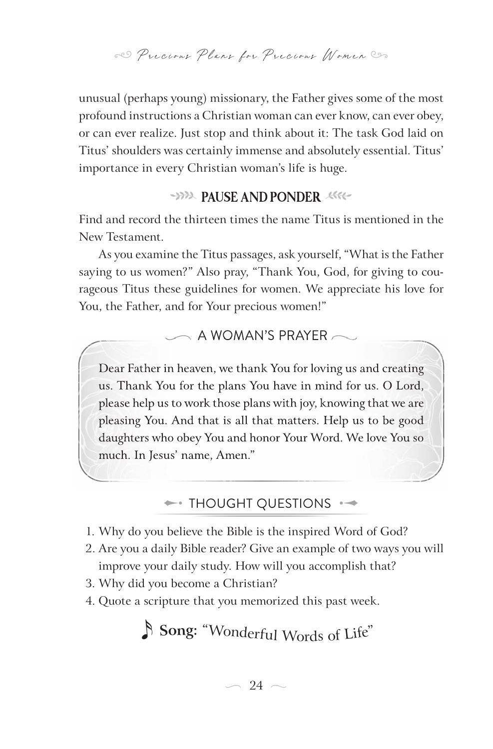unusual (perhaps young) missionary, the Father gives some of the most profound instructions a Christian woman can ever know, can ever obey, or can ever realize. Just stop and think about it: The task God laid on Titus' shoulders was certainly immense and absolutely essential. Titus' importance in every Christian woman's life is huge.

## PAUSE AND PONDER

Find and record the thirteen times the name Titus is mentioned in the New Testament.

As you examine the Titus passages, ask yourself, "What is the Father saying to us women?" Also pray, "Thank You, God, for giving to courageous Titus these guidelines for women. We appreciate his love for You, the Father, and for Your precious women!"

## A WOMAN'S PRAYER

Dear Father in heaven, we thank You for loving us and creating us. Thank You for the plans You have in mind for us. O Lord, please help us to work those plans with joy, knowing that we are pleasing You. And that is all that matters. Help us to be good daughters who obey You and honor Your Word. We love You so much. In Jesus' name, Amen."

## THOUGHT QUESTIONS

1. Why do you believe the Bible is the inspired Word of God?
2. Are you a daily Bible reader? Give an example of two ways you will improve your daily study. How will you accomplish that?
3. Why did you become a Christian?
4. Quote a scripture that you memorized this past week.

♪ **Song:** "Wonderful Words of Life"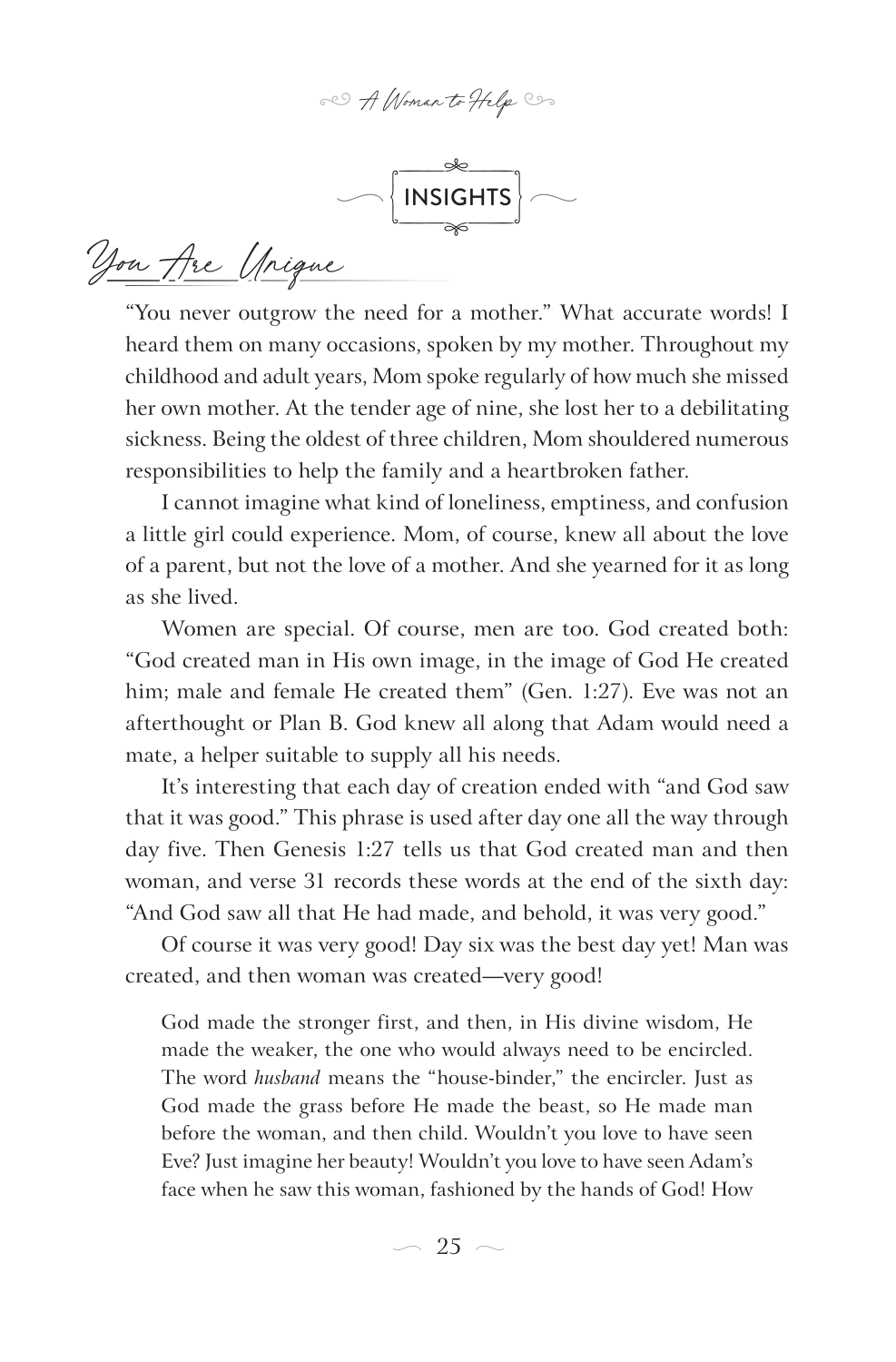## INSIGHTS

### You Are Unique

"You never outgrow the need for a mother." What accurate words! I heard them on many occasions, spoken by my mother. Throughout my childhood and adult years, Mom spoke regularly of how much she missed her own mother. At the tender age of nine, she lost her to a debilitating sickness. Being the oldest of three children, Mom shouldered numerous responsibilities to help the family and a heartbroken father.

I cannot imagine what kind of loneliness, emptiness, and confusion a little girl could experience. Mom, of course, knew all about the love of a parent, but not the love of a mother. And she yearned for it as long as she lived.

Women are special. Of course, men are too. God created both: "God created man in His own image, in the image of God He created him; male and female He created them" (Gen. 1:27). Eve was not an afterthought or Plan B. God knew all along that Adam would need a mate, a helper suitable to supply all his needs.

It's interesting that each day of creation ended with "and God saw that it was good." This phrase is used after day one all the way through day five. Then Genesis 1:27 tells us that God created man and then woman, and verse 31 records these words at the end of the sixth day: "And God saw all that He had made, and behold, it was very good."

Of course it was very good! Day six was the best day yet! Man was created, and then woman was created—very good!

> God made the stronger first, and then, in His divine wisdom, He made the weaker, the one who would always need to be encircled. The word *husband* means the "house-binder," the encircler. Just as God made the grass before He made the beast, so He made man before the woman, and then child. Wouldn't you love to have seen Eve? Just imagine her beauty! Wouldn't you love to have seen Adam's face when he saw this woman, fashioned by the hands of God! How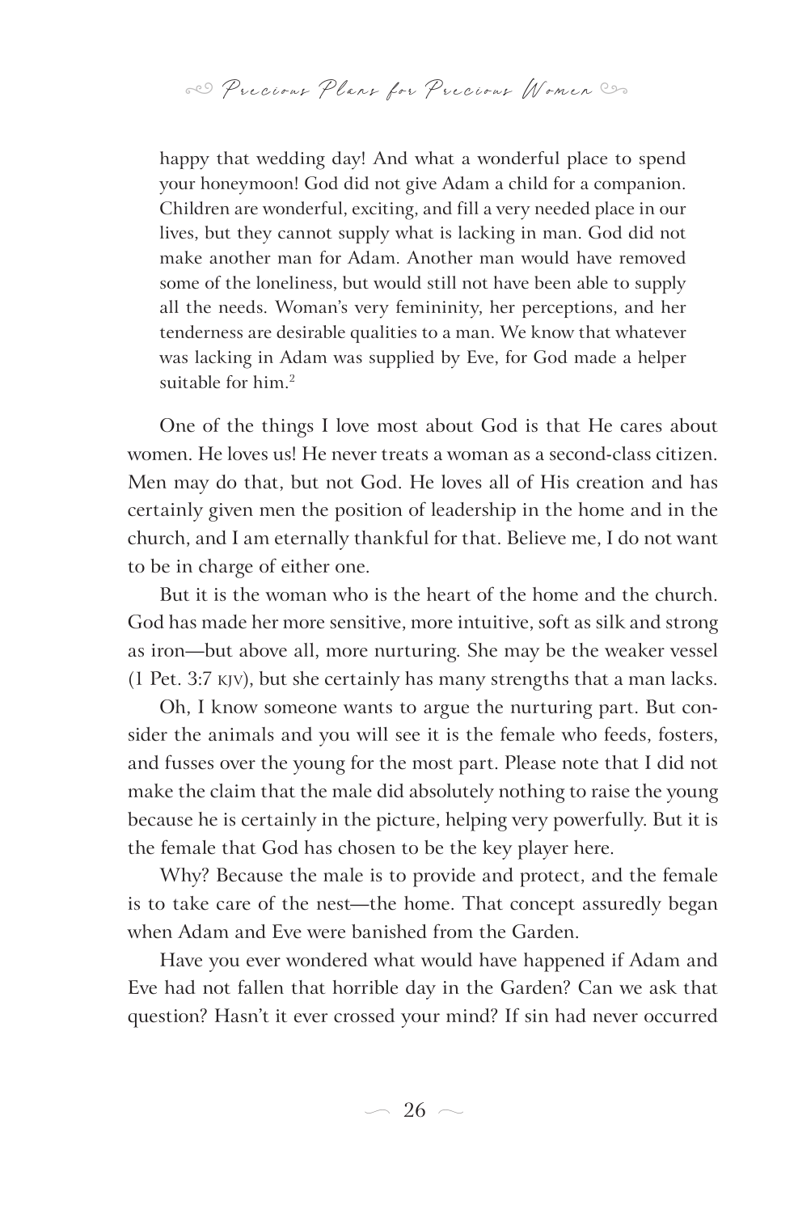> happy that wedding day! And what a wonderful place to spend your honeymoon! God did not give Adam a child for a companion. Children are wonderful, exciting, and fill a very needed place in our lives, but they cannot supply what is lacking in man. God did not make another man for Adam. Another man would have removed some of the loneliness, but would still not have been able to supply all the needs. Woman's very femininity, her perceptions, and her tenderness are desirable qualities to a man. We know that whatever was lacking in Adam was supplied by Eve, for God made a helper suitable for him.[2]

One of the things I love most about God is that He cares about women. He loves us! He never treats a woman as a second-class citizen. Men may do that, but not God. He loves all of His creation and has certainly given men the position of leadership in the home and in the church, and I am eternally thankful for that. Believe me, I do not want to be in charge of either one.

But it is the woman who is the heart of the home and the church. God has made her more sensitive, more intuitive, soft as silk and strong as iron—but above all, more nurturing. She may be the weaker vessel (1 Pet. 3:7 KJV), but she certainly has many strengths that a man lacks.

Oh, I know someone wants to argue the nurturing part. But consider the animals and you will see it is the female who feeds, fosters, and fusses over the young for the most part. Please note that I did not make the claim that the male did absolutely nothing to raise the young because he is certainly in the picture, helping very powerfully. But it is the female that God has chosen to be the key player here.

Why? Because the male is to provide and protect, and the female is to take care of the nest—the home. That concept assuredly began when Adam and Eve were banished from the Garden.

Have you ever wondered what would have happened if Adam and Eve had not fallen that horrible day in the Garden? Can we ask that question? Hasn't it ever crossed your mind? If sin had never occurred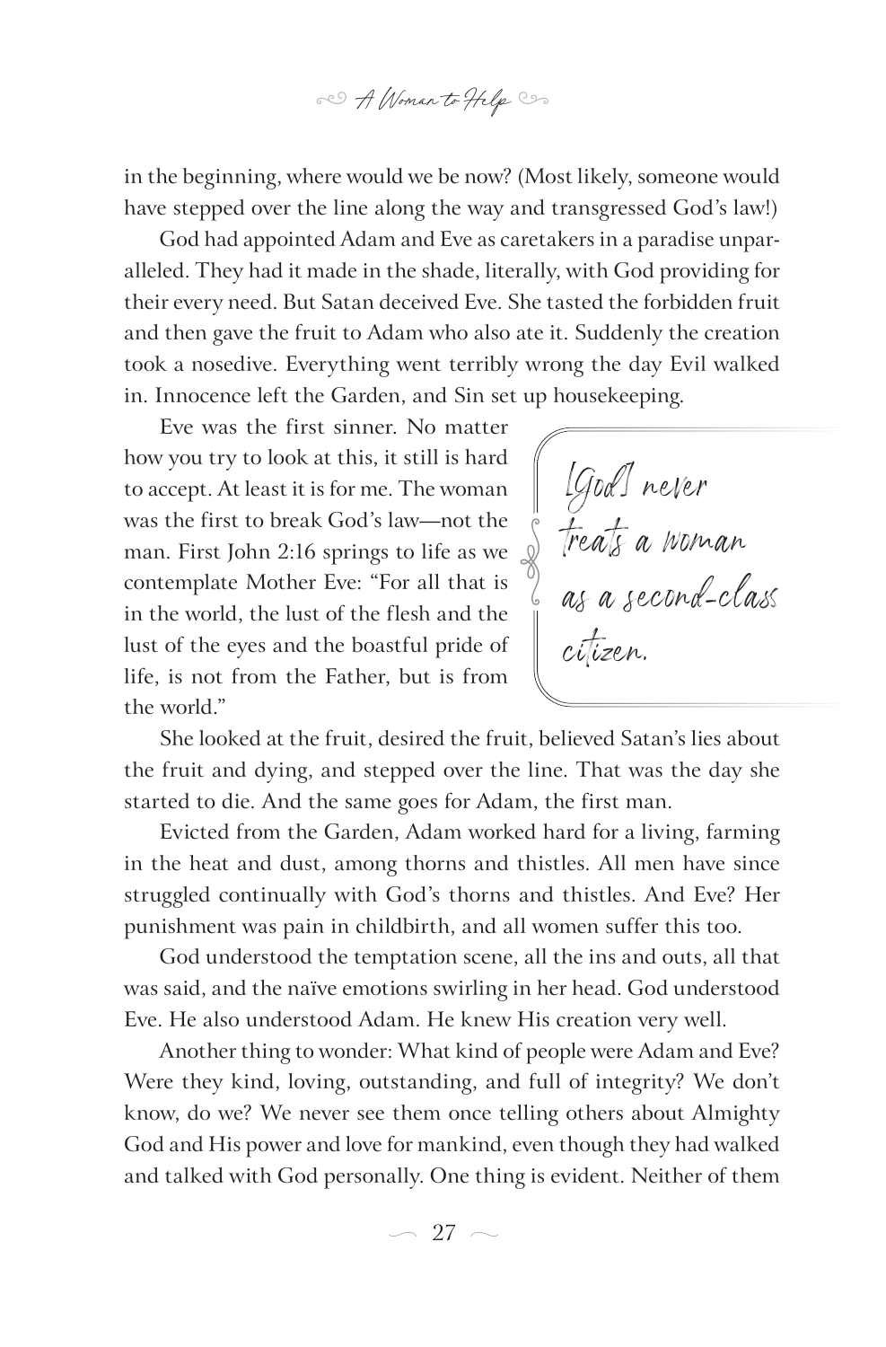in the beginning, where would we be now? (Most likely, someone would have stepped over the line along the way and transgressed God's law!)

God had appointed Adam and Eve as caretakers in a paradise unparalleled. They had it made in the shade, literally, with God providing for their every need. But Satan deceived Eve. She tasted the forbidden fruit and then gave the fruit to Adam who also ate it. Suddenly the creation took a nosedive. Everything went terribly wrong the day Evil walked in. Innocence left the Garden, and Sin set up housekeeping.

Eve was the first sinner. No matter how you try to look at this, it still is hard to accept. At least it is for me. The woman was the first to break God's law—not the man. First John 2:16 springs to life as we contemplate Mother Eve: "For all that is in the world, the lust of the flesh and the lust of the eyes and the boastful pride of life, is not from the Father, but is from the world."

> *[God] never treats a woman as a second-class citizen.*

She looked at the fruit, desired the fruit, believed Satan's lies about the fruit and dying, and stepped over the line. That was the day she started to die. And the same goes for Adam, the first man.

Evicted from the Garden, Adam worked hard for a living, farming in the heat and dust, among thorns and thistles. All men have since struggled continually with God's thorns and thistles. And Eve? Her punishment was pain in childbirth, and all women suffer this too.

God understood the temptation scene, all the ins and outs, all that was said, and the naïve emotions swirling in her head. God understood Eve. He also understood Adam. He knew His creation very well.

Another thing to wonder: What kind of people were Adam and Eve? Were they kind, loving, outstanding, and full of integrity? We don't know, do we? We never see them once telling others about Almighty God and His power and love for mankind, even though they had walked and talked with God personally. One thing is evident. Neither of them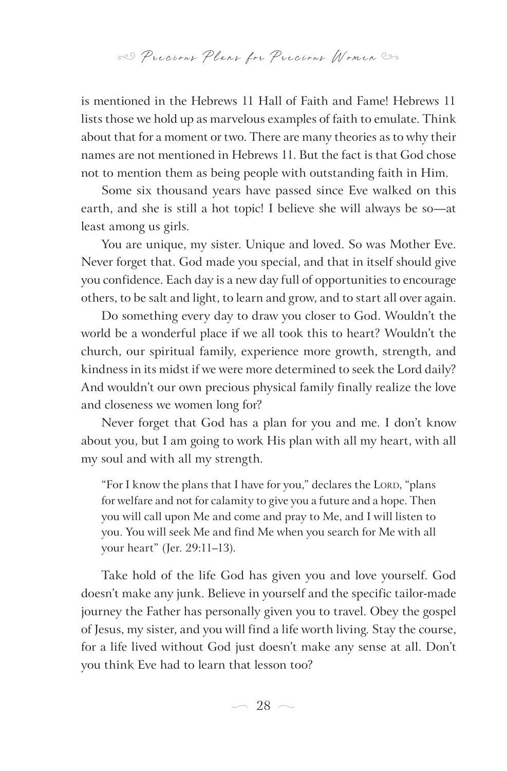is mentioned in the Hebrews 11 Hall of Faith and Fame! Hebrews 11 lists those we hold up as marvelous examples of faith to emulate. Think about that for a moment or two. There are many theories as to why their names are not mentioned in Hebrews 11. But the fact is that God chose not to mention them as being people with outstanding faith in Him.

Some six thousand years have passed since Eve walked on this earth, and she is still a hot topic! I believe she will always be so—at least among us girls.

You are unique, my sister. Unique and loved. So was Mother Eve. Never forget that. God made you special, and that in itself should give you confidence. Each day is a new day full of opportunities to encourage others, to be salt and light, to learn and grow, and to start all over again.

Do something every day to draw you closer to God. Wouldn't the world be a wonderful place if we all took this to heart? Wouldn't the church, our spiritual family, experience more growth, strength, and kindness in its midst if we were more determined to seek the Lord daily? And wouldn't our own precious physical family finally realize the love and closeness we women long for?

Never forget that God has a plan for you and me. I don't know about you, but I am going to work His plan with all my heart, with all my soul and with all my strength.

> "For I know the plans that I have for you," declares the LORD, "plans for welfare and not for calamity to give you a future and a hope. Then you will call upon Me and come and pray to Me, and I will listen to you. You will seek Me and find Me when you search for Me with all your heart" (Jer. 29:11–13).

Take hold of the life God has given you and love yourself. God doesn't make any junk. Believe in yourself and the specific tailor-made journey the Father has personally given you to travel. Obey the gospel of Jesus, my sister, and you will find a life worth living. Stay the course, for a life lived without God just doesn't make any sense at all. Don't you think Eve had to learn that lesson too?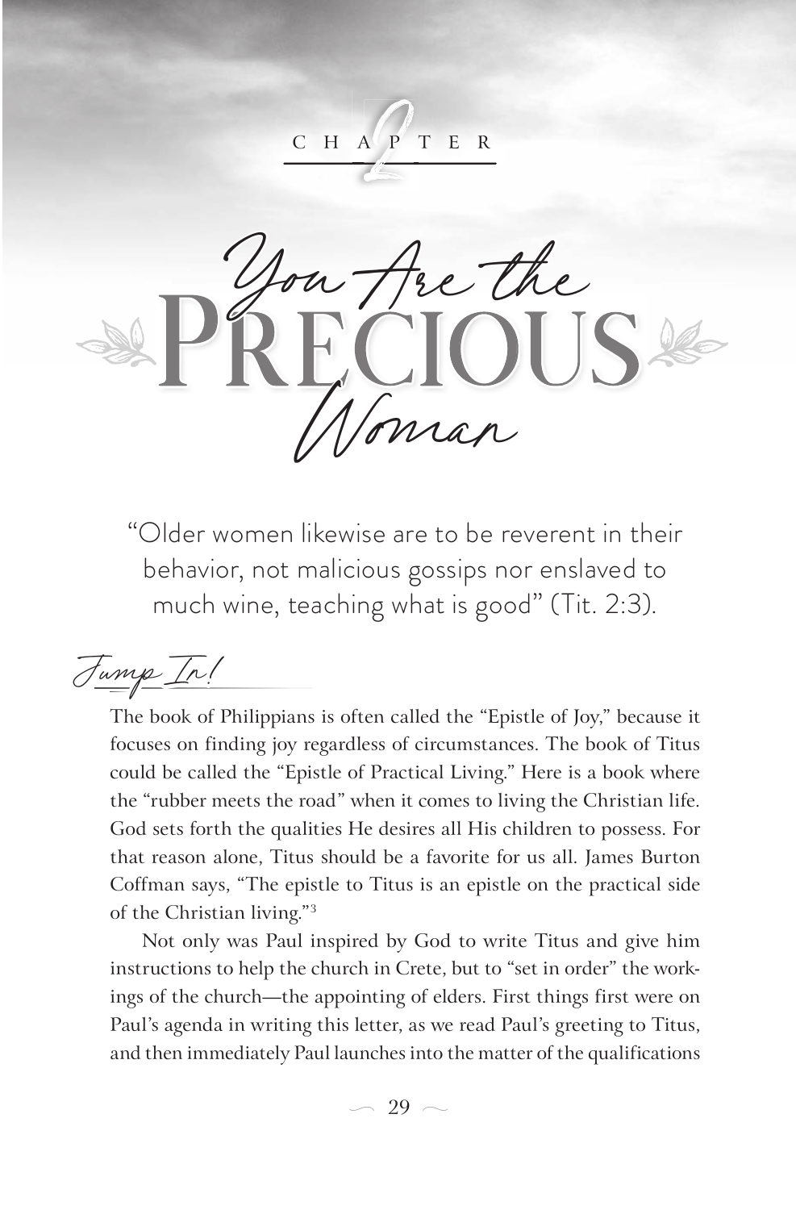CHAPTER 2

# You Are the Precious Woman

"Older women likewise are to be reverent in their behavior, not malicious gossips nor enslaved to much wine, teaching what is good" (Tit. 2:3).

## Jump In!

The book of Philippians is often called the "Epistle of Joy," because it focuses on finding joy regardless of circumstances. The book of Titus could be called the "Epistle of Practical Living." Here is a book where the "rubber meets the road" when it comes to living the Christian life. God sets forth the qualities He desires all His children to possess. For that reason alone, Titus should be a favorite for us all. James Burton Coffman says, "The epistle to Titus is an epistle on the practical side of the Christian living."[3]

Not only was Paul inspired by God to write Titus and give him instructions to help the church in Crete, but to "set in order" the workings of the church—the appointing of elders. First things first were on Paul's agenda in writing this letter, as we read Paul's greeting to Titus, and then immediately Paul launches into the matter of the qualifications